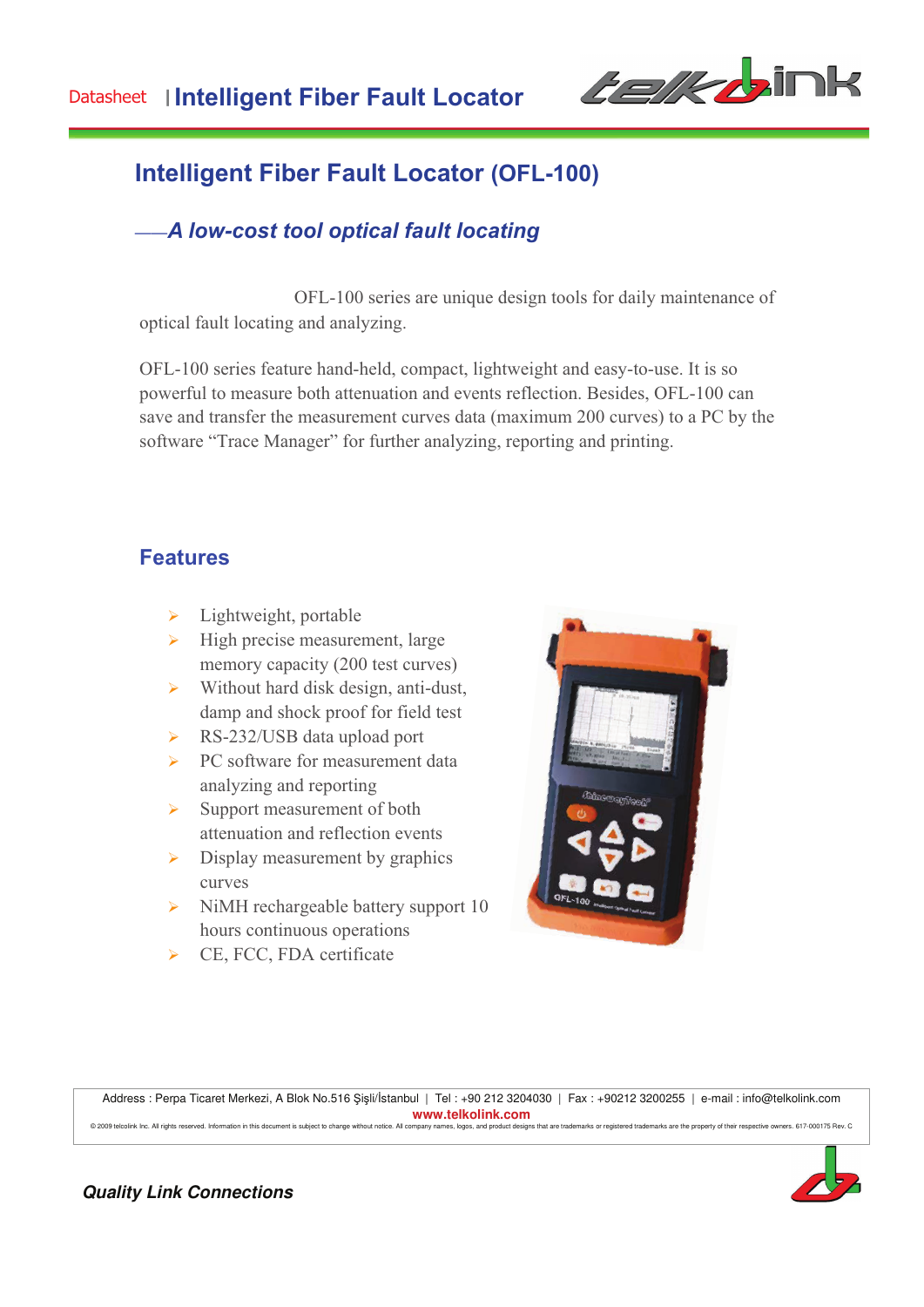# Intelligent Fiber Fault Locator (OFL-100)

### ——*A low-cost tool optical fault locating*

OFL-100 series are unique design tools for daily maintenance of optical fault locating and analyzing.

OFL-100 series feature hand-held, compact, lightweight and easy-to-use. It is so powerful to measure both attenuation and events reflection. Besides, OFL-100 can save and transfer the measurement curves data (maximum 200 curves) to a PC by the software "Trace Manager" for further analyzing, reporting and printing.

## Features

- Lightweight, portable
- High precise measurement, large memory capacity (200 test curves)
- Without hard disk design, anti-dust, damp and shock proof for field test
- RS-232/USB data upload port
- PC software for measurement data analyzing and reporting
- Support measurement of both attenuation and reflection events
- Display measurement by graphics curves
- NiMH rechargeable battery support 10 hours continuous operations
- CE, FCC, FDA certificate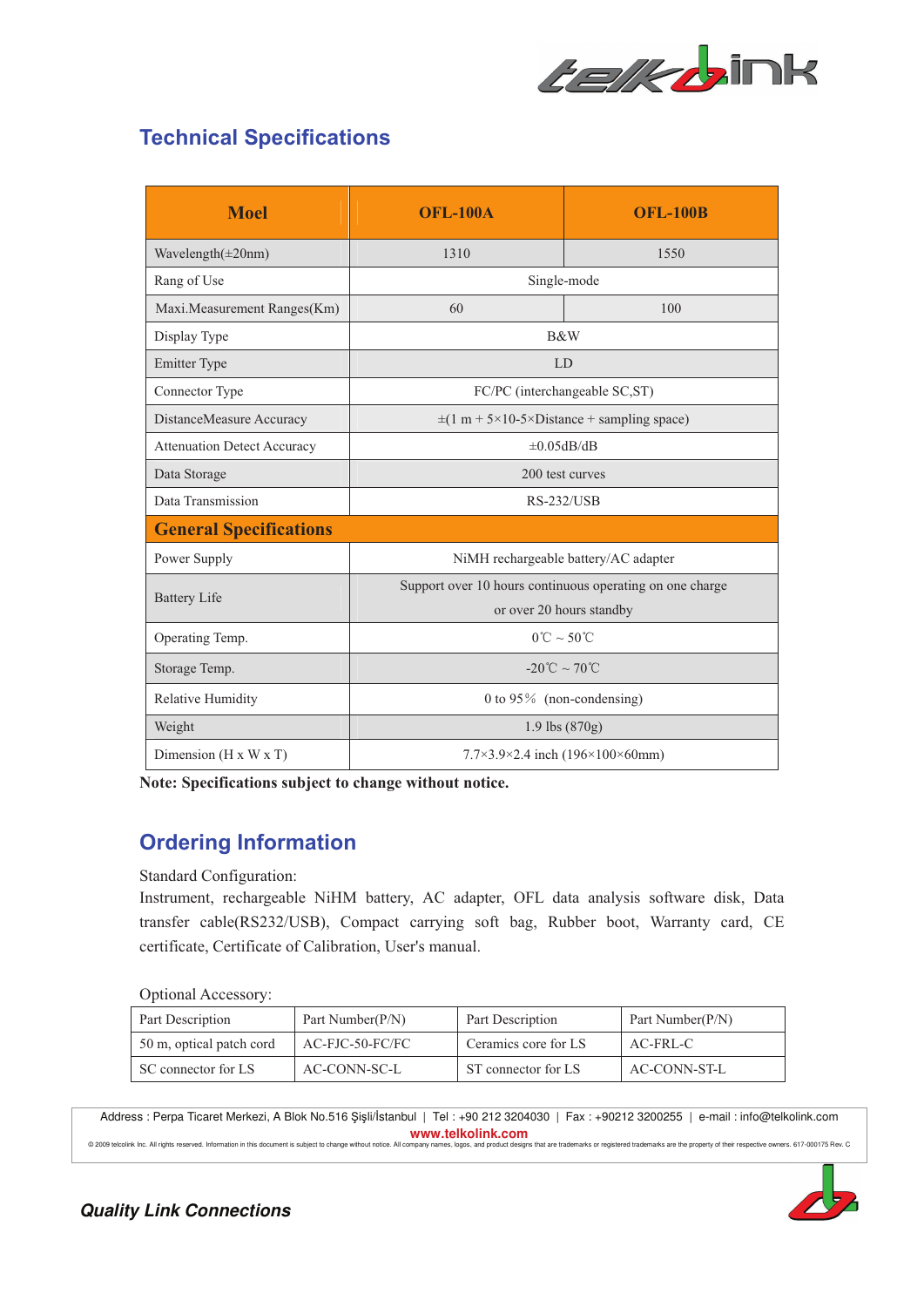## Technical Specifications

| Moel | OFL-100A | OFL-100B |
|---|---|---|
| Wavelength(±20nm) | 1310 | 1550 |
| Rang of Use | Single-mode | |
| Maxi.Measurement Ranges(Km) | 60 | 100 |
| Display Type | B&W | |
| Emitter Type | LD | |
| Connector Type | FC/PC (interchangeable SC,ST) | |
| DistanceMeasure Accuracy | ±(1 m + 5×10-5×Distance + sampling space) | |
| Attenuation Detect Accuracy | ±0.05dB/dB | |
| Data Storage | 200 test curves | |
| Data Transmission | RS-232/USB | |
| **General Specifications** | | |
| Power Supply | NiMH rechargeable battery/AC adapter | |
| Battery Life | Support over 10 hours continuous operating on one charge or over 20 hours standby | |
| Operating Temp. | 0℃ ~ 50℃ | |
| Storage Temp. | -20℃ ~ 70℃ | |
| Relative Humidity | 0 to 95% (non-condensing) | |
| Weight | 1.9 lbs (870g) | |
| Dimension (H x W x T) | 7.7×3.9×2.4 inch (196×100×60mm) | |

**Note: Specifications subject to change without notice.**

## Ordering Information

Standard Configuration:
Instrument, rechargeable NiHM battery, AC adapter, OFL data analysis software disk, Data transfer cable(RS232/USB), Compact carrying soft bag, Rubber boot, Warranty card, CE certificate, Certificate of Calibration, User's manual.

Optional Accessory:

| Part Description | Part Number(P/N) | Part Description | Part Number(P/N) |
|---|---|---|---|
| 50 m, optical patch cord | AC-FJC-50-FC/FC | Ceramics core for LS | AC-FRL-C |
| SC connector for LS | AC-CONN-SC-L | ST connector for LS | AC-CONN-ST-L |

Address : Perpa Ticaret Merkezi, A Blok No.516 Şişli/İstanbul | Tel : +90 212 3204030 | Fax : +90212 3200255 | e-mail : info@telkolink.com
www.telkolink.com
© 2009 telcolink Inc. All rights reserved. Information in this document is subject to change without notice. All company names, logos, and product designs that are trademarks or registered trademarks are the property of their respective owners. 617-000175 Rev. C

*Quality Link Connections*